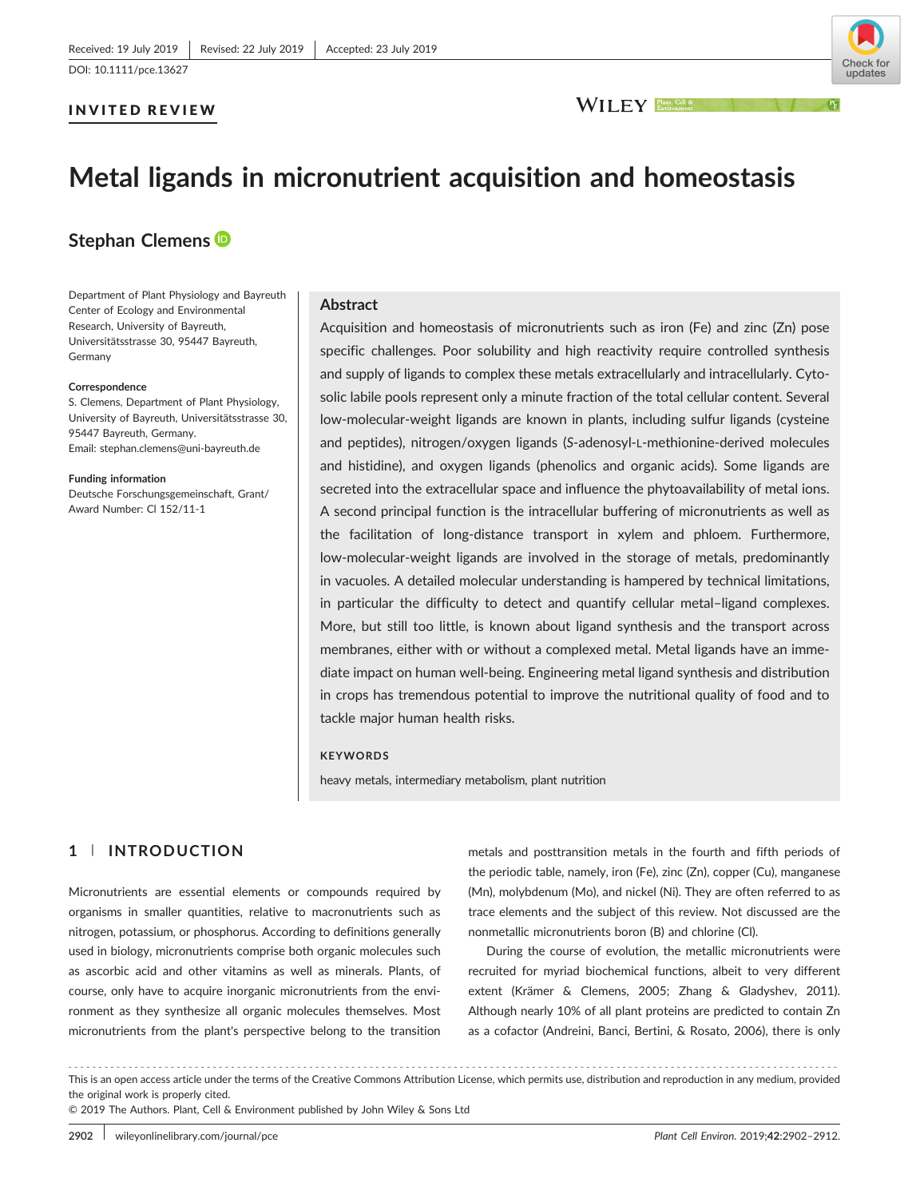Received: 19 July 2019 | Revised: 22 July 2019 | Accepted: 23 July 2019

DOI: 10.1111/pce.13627

**INVITED REVIEW**

# Metal ligands in micronutrient acquisition and homeostasis

**Stephan Clemens**

Department of Plant Physiology and Bayreuth Center of Ecology and Environmental Research, University of Bayreuth, Universitätsstrasse 30, 95447 Bayreuth, Germany

**Correspondence**
S. Clemens, Department of Plant Physiology, University of Bayreuth, Universitätsstrasse 30, 95447 Bayreuth, Germany.
Email: stephan.clemens@uni-bayreuth.de

**Funding information**
Deutsche Forschungsgemeinschaft, Grant/Award Number: Cl 152/11-1

## Abstract

Acquisition and homeostasis of micronutrients such as iron (Fe) and zinc (Zn) pose specific challenges. Poor solubility and high reactivity require controlled synthesis and supply of ligands to complex these metals extracellularly and intracellularly. Cytosolic labile pools represent only a minute fraction of the total cellular content. Several low-molecular-weight ligands are known in plants, including sulfur ligands (cysteine and peptides), nitrogen/oxygen ligands (*S*-adenosyl-L-methionine-derived molecules and histidine), and oxygen ligands (phenolics and organic acids). Some ligands are secreted into the extracellular space and influence the phytoavailability of metal ions. A second principal function is the intracellular buffering of micronutrients as well as the facilitation of long-distance transport in xylem and phloem. Furthermore, low-molecular-weight ligands are involved in the storage of metals, predominantly in vacuoles. A detailed molecular understanding is hampered by technical limitations, in particular the difficulty to detect and quantify cellular metal–ligand complexes. More, but still too little, is known about ligand synthesis and the transport across membranes, either with or without a complexed metal. Metal ligands have an immediate impact on human well-being. Engineering metal ligand synthesis and distribution in crops has tremendous potential to improve the nutritional quality of food and to tackle major human health risks.

**KEYWORDS**

heavy metals, intermediary metabolism, plant nutrition

## 1 | INTRODUCTION

Micronutrients are essential elements or compounds required by organisms in smaller quantities, relative to macronutrients such as nitrogen, potassium, or phosphorus. According to definitions generally used in biology, micronutrients comprise both organic molecules such as ascorbic acid and other vitamins as well as minerals. Plants, of course, only have to acquire inorganic micronutrients from the environment as they synthesize all organic molecules themselves. Most micronutrients from the plant's perspective belong to the transition metals and posttransition metals in the fourth and fifth periods of the periodic table, namely, iron (Fe), zinc (Zn), copper (Cu), manganese (Mn), molybdenum (Mo), and nickel (Ni). They are often referred to as trace elements and the subject of this review. Not discussed are the nonmetallic micronutrients boron (B) and chlorine (Cl).

During the course of evolution, the metallic micronutrients were recruited for myriad biochemical functions, albeit to very different extent (Krämer & Clemens, 2005; Zhang & Gladyshev, 2011). Although nearly 10% of all plant proteins are predicted to contain Zn as a cofactor (Andreini, Banci, Bertini, & Rosato, 2006), there is only

This is an open access article under the terms of the Creative Commons Attribution License, which permits use, distribution and reproduction in any medium, provided the original work is properly cited.
© 2019 The Authors. Plant, Cell & Environment published by John Wiley & Sons Ltd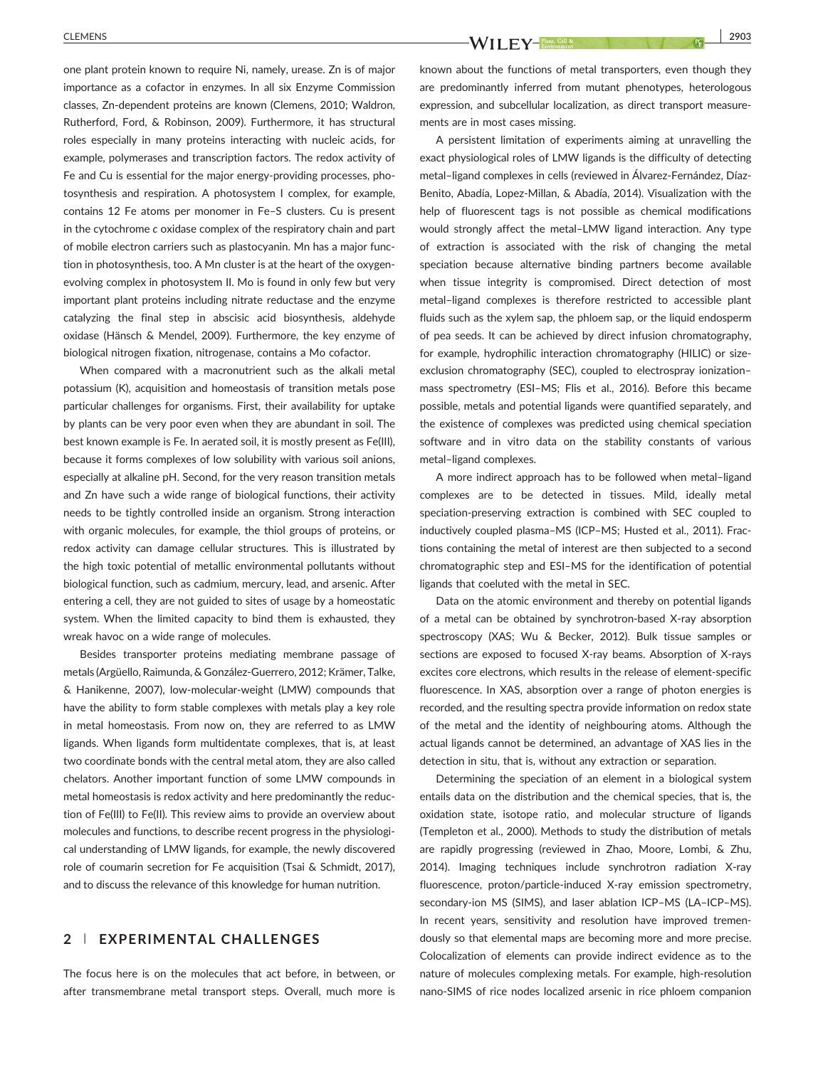one plant protein known to require Ni, namely, urease. Zn is of major importance as a cofactor in enzymes. In all six Enzyme Commission classes, Zn-dependent proteins are known (Clemens, 2010; Waldron, Rutherford, Ford, & Robinson, 2009). Furthermore, it has structural roles especially in many proteins interacting with nucleic acids, for example, polymerases and transcription factors. The redox activity of Fe and Cu is essential for the major energy-providing processes, photosynthesis and respiration. A photosystem I complex, for example, contains 12 Fe atoms per monomer in Fe–S clusters. Cu is present in the cytochrome *c* oxidase complex of the respiratory chain and part of mobile electron carriers such as plastocyanin. Mn has a major function in photosynthesis, too. A Mn cluster is at the heart of the oxygen-evolving complex in photosystem II. Mo is found in only few but very important plant proteins including nitrate reductase and the enzyme catalyzing the final step in abscisic acid biosynthesis, aldehyde oxidase (Hänsch & Mendel, 2009). Furthermore, the key enzyme of biological nitrogen fixation, nitrogenase, contains a Mo cofactor.

When compared with a macronutrient such as the alkali metal potassium (K), acquisition and homeostasis of transition metals pose particular challenges for organisms. First, their availability for uptake by plants can be very poor even when they are abundant in soil. The best known example is Fe. In aerated soil, it is mostly present as Fe(III), because it forms complexes of low solubility with various soil anions, especially at alkaline pH. Second, for the very reason transition metals and Zn have such a wide range of biological functions, their activity needs to be tightly controlled inside an organism. Strong interaction with organic molecules, for example, the thiol groups of proteins, or redox activity can damage cellular structures. This is illustrated by the high toxic potential of metallic environmental pollutants without biological function, such as cadmium, mercury, lead, and arsenic. After entering a cell, they are not guided to sites of usage by a homeostatic system. When the limited capacity to bind them is exhausted, they wreak havoc on a wide range of molecules.

Besides transporter proteins mediating membrane passage of metals (Argüello, Raimunda, & González-Guerrero, 2012; Krämer, Talke, & Hanikenne, 2007), low-molecular-weight (LMW) compounds that have the ability to form stable complexes with metals play a key role in metal homeostasis. From now on, they are referred to as LMW ligands. When ligands form multidentate complexes, that is, at least two coordinate bonds with the central metal atom, they are also called chelators. Another important function of some LMW compounds in metal homeostasis is redox activity and here predominantly the reduction of Fe(III) to Fe(II). This review aims to provide an overview about molecules and functions, to describe recent progress in the physiological understanding of LMW ligands, for example, the newly discovered role of coumarin secretion for Fe acquisition (Tsai & Schmidt, 2017), and to discuss the relevance of this knowledge for human nutrition.

## 2 | EXPERIMENTAL CHALLENGES

The focus here is on the molecules that act before, in between, or after transmembrane metal transport steps. Overall, much more is known about the functions of metal transporters, even though they are predominantly inferred from mutant phenotypes, heterologous expression, and subcellular localization, as direct transport measurements are in most cases missing.

A persistent limitation of experiments aiming at unravelling the exact physiological roles of LMW ligands is the difficulty of detecting metal–ligand complexes in cells (reviewed in Álvarez-Fernández, Díaz-Benito, Abadía, Lopez-Millan, & Abadía, 2014). Visualization with the help of fluorescent tags is not possible as chemical modifications would strongly affect the metal–LMW ligand interaction. Any type of extraction is associated with the risk of changing the metal speciation because alternative binding partners become available when tissue integrity is compromised. Direct detection of most metal–ligand complexes is therefore restricted to accessible plant fluids such as the xylem sap, the phloem sap, or the liquid endosperm of pea seeds. It can be achieved by direct infusion chromatography, for example, hydrophilic interaction chromatography (HILIC) or size-exclusion chromatography (SEC), coupled to electrospray ionization–mass spectrometry (ESI–MS; Flis et al., 2016). Before this became possible, metals and potential ligands were quantified separately, and the existence of complexes was predicted using chemical speciation software and in vitro data on the stability constants of various metal–ligand complexes.

A more indirect approach has to be followed when metal–ligand complexes are to be detected in tissues. Mild, ideally metal speciation-preserving extraction is combined with SEC coupled to inductively coupled plasma–MS (ICP–MS; Husted et al., 2011). Fractions containing the metal of interest are then subjected to a second chromatographic step and ESI–MS for the identification of potential ligands that coeluted with the metal in SEC.

Data on the atomic environment and thereby on potential ligands of a metal can be obtained by synchrotron-based X-ray absorption spectroscopy (XAS; Wu & Becker, 2012). Bulk tissue samples or sections are exposed to focused X-ray beams. Absorption of X-rays excites core electrons, which results in the release of element-specific fluorescence. In XAS, absorption over a range of photon energies is recorded, and the resulting spectra provide information on redox state of the metal and the identity of neighbouring atoms. Although the actual ligands cannot be determined, an advantage of XAS lies in the detection in situ, that is, without any extraction or separation.

Determining the speciation of an element in a biological system entails data on the distribution and the chemical species, that is, the oxidation state, isotope ratio, and molecular structure of ligands (Templeton et al., 2000). Methods to study the distribution of metals are rapidly progressing (reviewed in Zhao, Moore, Lombi, & Zhu, 2014). Imaging techniques include synchrotron radiation X-ray fluorescence, proton/particle-induced X-ray emission spectrometry, secondary-ion MS (SIMS), and laser ablation ICP–MS (LA–ICP–MS). In recent years, sensitivity and resolution have improved tremendously so that elemental maps are becoming more and more precise. Colocalization of elements can provide indirect evidence as to the nature of molecules complexing metals. For example, high-resolution nano-SIMS of rice nodes localized arsenic in rice phloem companion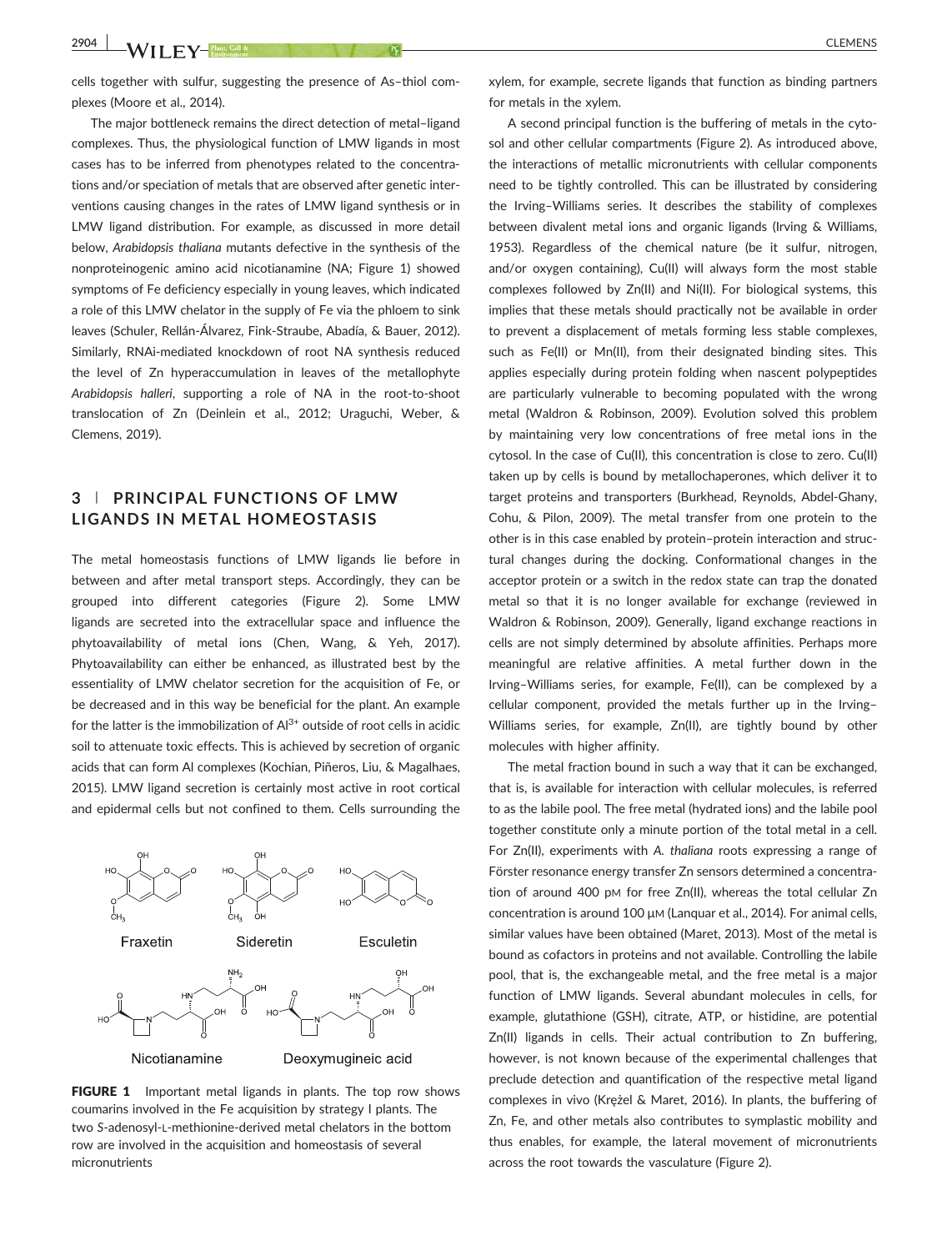cells together with sulfur, suggesting the presence of As–thiol complexes (Moore et al., 2014).

The major bottleneck remains the direct detection of metal–ligand complexes. Thus, the physiological function of LMW ligands in most cases has to be inferred from phenotypes related to the concentrations and/or speciation of metals that are observed after genetic interventions causing changes in the rates of LMW ligand synthesis or in LMW ligand distribution. For example, as discussed in more detail below, *Arabidopsis thaliana* mutants defective in the synthesis of the nonproteinogenic amino acid nicotianamine (NA; Figure 1) showed symptoms of Fe deficiency especially in young leaves, which indicated a role of this LMW chelator in the supply of Fe via the phloem to sink leaves (Schuler, Rellán-Álvarez, Fink-Straube, Abadía, & Bauer, 2012). Similarly, RNAi-mediated knockdown of root NA synthesis reduced the level of Zn hyperaccumulation in leaves of the metallophyte *Arabidopsis halleri*, supporting a role of NA in the root-to-shoot translocation of Zn (Deinlein et al., 2012; Uraguchi, Weber, & Clemens, 2019).

## 3 | PRINCIPAL FUNCTIONS OF LMW LIGANDS IN METAL HOMEOSTASIS

The metal homeostasis functions of LMW ligands lie before in between and after metal transport steps. Accordingly, they can be grouped into different categories (Figure 2). Some LMW ligands are secreted into the extracellular space and influence the phytoavailability of metal ions (Chen, Wang, & Yeh, 2017). Phytoavailability can either be enhanced, as illustrated best by the essentiality of LMW chelator secretion for the acquisition of Fe, or be decreased and in this way be beneficial for the plant. An example for the latter is the immobilization of $Al^{3+}$ outside of root cells in acidic soil to attenuate toxic effects. This is achieved by secretion of organic acids that can form Al complexes (Kochian, Piñeros, Liu, & Magalhaes, 2015). LMW ligand secretion is certainly most active in root cortical and epidermal cells but not confined to them. Cells surrounding the xylem, for example, secrete ligands that function as binding partners for metals in the xylem.

**FIGURE 1** Important metal ligands in plants. The top row shows coumarins involved in the Fe acquisition by strategy I plants. The two *S*-adenosyl-L-methionine-derived metal chelators in the bottom row are involved in the acquisition and homeostasis of several micronutrients

A second principal function is the buffering of metals in the cytosol and other cellular compartments (Figure 2). As introduced above, the interactions of metallic micronutrients with cellular components need to be tightly controlled. This can be illustrated by considering the Irving–Williams series. It describes the stability of complexes between divalent metal ions and organic ligands (Irving & Williams, 1953). Regardless of the chemical nature (be it sulfur, nitrogen, and/or oxygen containing), Cu(II) will always form the most stable complexes followed by Zn(II) and Ni(II). For biological systems, this implies that these metals should practically not be available in order to prevent a displacement of metals forming less stable complexes, such as Fe(II) or Mn(II), from their designated binding sites. This applies especially during protein folding when nascent polypeptides are particularly vulnerable to becoming populated with the wrong metal (Waldron & Robinson, 2009). Evolution solved this problem by maintaining very low concentrations of free metal ions in the cytosol. In the case of Cu(II), this concentration is close to zero. Cu(II) taken up by cells is bound by metallochaperones, which deliver it to target proteins and transporters (Burkhead, Reynolds, Abdel-Ghany, Cohu, & Pilon, 2009). The metal transfer from one protein to the other is in this case enabled by protein–protein interaction and structural changes during the docking. Conformational changes in the acceptor protein or a switch in the redox state can trap the donated metal so that it is no longer available for exchange (reviewed in Waldron & Robinson, 2009). Generally, ligand exchange reactions in cells are not simply determined by absolute affinities. Perhaps more meaningful are relative affinities. A metal further down in the Irving–Williams series, for example, Fe(II), can be complexed by a cellular component, provided the metals further up in the Irving–Williams series, for example, Zn(II), are tightly bound by other molecules with higher affinity.

The metal fraction bound in such a way that it can be exchanged, that is, is available for interaction with cellular molecules, is referred to as the labile pool. The free metal (hydrated ions) and the labile pool together constitute only a minute portion of the total metal in a cell. For Zn(II), experiments with *A. thaliana* roots expressing a range of Förster resonance energy transfer Zn sensors determined a concentration of around 400 pM for free Zn(II), whereas the total cellular Zn concentration is around 100 μM (Lanquar et al., 2014). For animal cells, similar values have been obtained (Maret, 2013). Most of the metal is bound as cofactors in proteins and not available. Controlling the labile pool, that is, the exchangeable metal, and the free metal is a major function of LMW ligands. Several abundant molecules in cells, for example, glutathione (GSH), citrate, ATP, or histidine, are potential Zn(II) ligands in cells. Their actual contribution to Zn buffering, however, is not known because of the experimental challenges that preclude detection and quantification of the respective metal ligand complexes in vivo (Krężel & Maret, 2016). In plants, the buffering of Zn, Fe, and other metals also contributes to symplastic mobility and thus enables, for example, the lateral movement of micronutrients across the root towards the vasculature (Figure 2).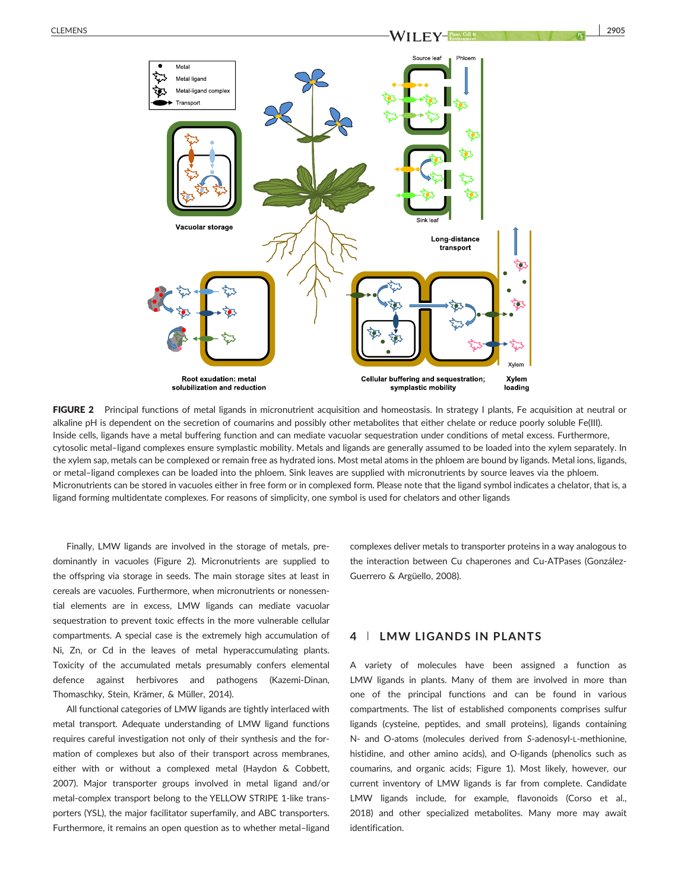**FIGURE 2** Principal functions of metal ligands in micronutrient acquisition and homeostasis. In strategy I plants, Fe acquisition at neutral or alkaline pH is dependent on the secretion of coumarins and possibly other metabolites that either chelate or reduce poorly soluble Fe(III). Inside cells, ligands have a metal buffering function and can mediate vacuolar sequestration under conditions of metal excess. Furthermore, cytosolic metal–ligand complexes ensure symplastic mobility. Metals and ligands are generally assumed to be loaded into the xylem separately. In the xylem sap, metals can be complexed or remain free as hydrated ions. Most metal atoms in the phloem are bound by ligands. Metal ions, ligands, or metal–ligand complexes can be loaded into the phloem. Sink leaves are supplied with micronutrients by source leaves via the phloem. Micronutrients can be stored in vacuoles either in free form or in complexed form. Please note that the ligand symbol indicates a chelator, that is, a ligand forming multidentate complexes. For reasons of simplicity, one symbol is used for chelators and other ligands

Finally, LMW ligands are involved in the storage of metals, predominantly in vacuoles (Figure 2). Micronutrients are supplied to the offspring via storage in seeds. The main storage sites at least in cereals are vacuoles. Furthermore, when micronutrients or nonessential elements are in excess, LMW ligands can mediate vacuolar sequestration to prevent toxic effects in the more vulnerable cellular compartments. A special case is the extremely high accumulation of Ni, Zn, or Cd in the leaves of metal hyperaccumulating plants. Toxicity of the accumulated metals presumably confers elemental defence against herbivores and pathogens (Kazemi-Dinan, Thomaschky, Stein, Krämer, & Müller, 2014).

All functional categories of LMW ligands are tightly interlaced with metal transport. Adequate understanding of LMW ligand functions requires careful investigation not only of their synthesis and the formation of complexes but also of their transport across membranes, either with or without a complexed metal (Haydon & Cobbett, 2007). Major transporter groups involved in metal ligand and/or metal-complex transport belong to the YELLOW STRIPE 1-like transporters (YSL), the major facilitator superfamily, and ABC transporters. Furthermore, it remains an open question as to whether metal–ligand complexes deliver metals to transporter proteins in a way analogous to the interaction between Cu chaperones and Cu-ATPases (González-Guerrero & Argüello, 2008).

## 4 | LMW LIGANDS IN PLANTS

A variety of molecules have been assigned a function as LMW ligands in plants. Many of them are involved in more than one of the principal functions and can be found in various compartments. The list of established components comprises sulfur ligands (cysteine, peptides, and small proteins), ligands containing N- and O-atoms (molecules derived from *S*-adenosyl-L-methionine, histidine, and other amino acids), and O-ligands (phenolics such as coumarins, and organic acids; Figure 1). Most likely, however, our current inventory of LMW ligands is far from complete. Candidate LMW ligands include, for example, flavonoids (Corso et al., 2018) and other specialized metabolites. Many more may await identification.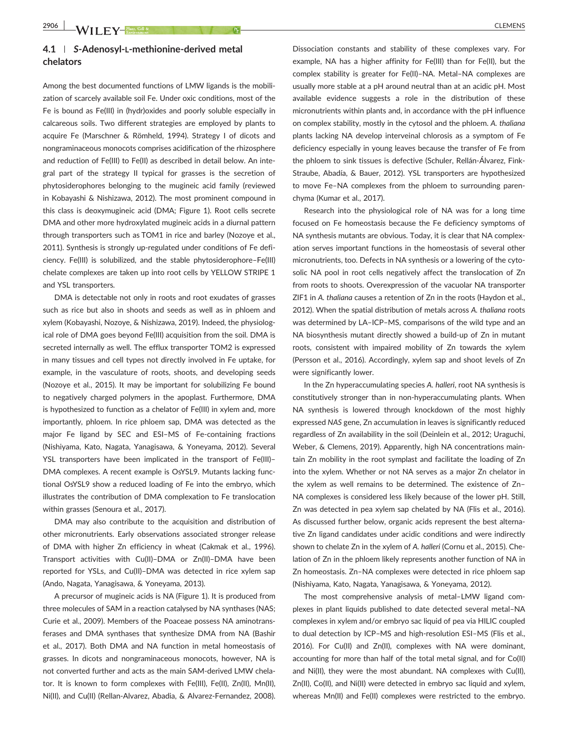## 4.1 | *S*-Adenosyl-L-methionine-derived metal chelators

Among the best documented functions of LMW ligands is the mobilization of scarcely available soil Fe. Under oxic conditions, most of the Fe is bound as Fe(III) in (hydr)oxides and poorly soluble especially in calcareous soils. Two different strategies are employed by plants to acquire Fe (Marschner & Römheld, 1994). Strategy I of dicots and nongraminaceous monocots comprises acidification of the rhizosphere and reduction of Fe(III) to Fe(II) as described in detail below. An integral part of the strategy II typical for grasses is the secretion of phytosiderophores belonging to the mugineic acid family (reviewed in Kobayashi & Nishizawa, 2012). The most prominent compound in this class is deoxymugineic acid (DMA; Figure 1). Root cells secrete DMA and other more hydroxylated mugineic acids in a diurnal pattern through transporters such as TOM1 in rice and barley (Nozoye et al., 2011). Synthesis is strongly up-regulated under conditions of Fe deficiency. Fe(III) is solubilized, and the stable phytosiderophore–Fe(III) chelate complexes are taken up into root cells by YELLOW STRIPE 1 and YSL transporters.

DMA is detectable not only in roots and root exudates of grasses such as rice but also in shoots and seeds as well as in phloem and xylem (Kobayashi, Nozoye, & Nishizawa, 2019). Indeed, the physiological role of DMA goes beyond Fe(III) acquisition from the soil. DMA is secreted internally as well. The efflux transporter TOM2 is expressed in many tissues and cell types not directly involved in Fe uptake, for example, in the vasculature of roots, shoots, and developing seeds (Nozoye et al., 2015). It may be important for solubilizing Fe bound to negatively charged polymers in the apoplast. Furthermore, DMA is hypothesized to function as a chelator of Fe(III) in xylem and, more importantly, phloem. In rice phloem sap, DMA was detected as the major Fe ligand by SEC and ESI–MS of Fe-containing fractions (Nishiyama, Kato, Nagata, Yanagisawa, & Yoneyama, 2012). Several YSL transporters have been implicated in the transport of Fe(III)–DMA complexes. A recent example is OsYSL9. Mutants lacking functional OsYSL9 show a reduced loading of Fe into the embryo, which illustrates the contribution of DMA complexation to Fe translocation within grasses (Senoura et al., 2017).

DMA may also contribute to the acquisition and distribution of other micronutrients. Early observations associated stronger release of DMA with higher Zn efficiency in wheat (Cakmak et al., 1996). Transport activities with Cu(II)–DMA or Zn(II)–DMA have been reported for YSLs, and Cu(II)–DMA was detected in rice xylem sap (Ando, Nagata, Yanagisawa, & Yoneyama, 2013).

A precursor of mugineic acids is NA (Figure 1). It is produced from three molecules of SAM in a reaction catalysed by NA synthases (NAS; Curie et al., 2009). Members of the Poaceae possess NA aminotransferases and DMA synthases that synthesize DMA from NA (Bashir et al., 2017). Both DMA and NA function in metal homeostasis of grasses. In dicots and nongraminaceous monocots, however, NA is not converted further and acts as the main SAM-derived LMW chelator. It is known to form complexes with Fe(III), Fe(II), Zn(II), Mn(II), Ni(II), and Cu(II) (Rellan-Alvarez, Abadia, & Alvarez-Fernandez, 2008). Dissociation constants and stability of these complexes vary. For example, NA has a higher affinity for Fe(III) than for Fe(II), but the complex stability is greater for Fe(II)–NA. Metal–NA complexes are usually more stable at a pH around neutral than at an acidic pH. Most available evidence suggests a role in the distribution of these micronutrients within plants and, in accordance with the pH influence on complex stability, mostly in the cytosol and the phloem. *A. thaliana* plants lacking NA develop interveinal chlorosis as a symptom of Fe deficiency especially in young leaves because the transfer of Fe from the phloem to sink tissues is defective (Schuler, Rellán-Álvarez, Fink-Straube, Abadía, & Bauer, 2012). YSL transporters are hypothesized to move Fe–NA complexes from the phloem to surrounding parenchyma (Kumar et al., 2017).

Research into the physiological role of NA was for a long time focused on Fe homeostasis because the Fe deficiency symptoms of NA synthesis mutants are obvious. Today, it is clear that NA complexation serves important functions in the homeostasis of several other micronutrients, too. Defects in NA synthesis or a lowering of the cytosolic NA pool in root cells negatively affect the translocation of Zn from roots to shoots. Overexpression of the vacuolar NA transporter ZIF1 in *A. thaliana* causes a retention of Zn in the roots (Haydon et al., 2012). When the spatial distribution of metals across *A. thaliana* roots was determined by LA–ICP–MS, comparisons of the wild type and an NA biosynthesis mutant directly showed a build-up of Zn in mutant roots, consistent with impaired mobility of Zn towards the xylem (Persson et al., 2016). Accordingly, xylem sap and shoot levels of Zn were significantly lower.

In the Zn hyperaccumulating species *A. halleri*, root NA synthesis is constitutively stronger than in non-hyperaccumulating plants. When NA synthesis is lowered through knockdown of the most highly expressed *NAS* gene, Zn accumulation in leaves is significantly reduced regardless of Zn availability in the soil (Deinlein et al., 2012; Uraguchi, Weber, & Clemens, 2019). Apparently, high NA concentrations maintain Zn mobility in the root symplast and facilitate the loading of Zn into the xylem. Whether or not NA serves as a major Zn chelator in the xylem as well remains to be determined. The existence of Zn–NA complexes is considered less likely because of the lower pH. Still, Zn was detected in pea xylem sap chelated by NA (Flis et al., 2016). As discussed further below, organic acids represent the best alternative Zn ligand candidates under acidic conditions and were indirectly shown to chelate Zn in the xylem of *A. halleri* (Cornu et al., 2015). Chelation of Zn in the phloem likely represents another function of NA in Zn homeostasis. Zn–NA complexes were detected in rice phloem sap (Nishiyama, Kato, Nagata, Yanagisawa, & Yoneyama, 2012).

The most comprehensive analysis of metal–LMW ligand complexes in plant liquids published to date detected several metal–NA complexes in xylem and/or embryo sac liquid of pea via HILIC coupled to dual detection by ICP–MS and high-resolution ESI–MS (Flis et al., 2016). For Cu(II) and Zn(II), complexes with NA were dominant, accounting for more than half of the total metal signal, and for Co(II) and Ni(II), they were the most abundant. NA complexes with Cu(II), Zn(II), Co(II), and Ni(II) were detected in embryo sac liquid and xylem, whereas Mn(II) and Fe(II) complexes were restricted to the embryo.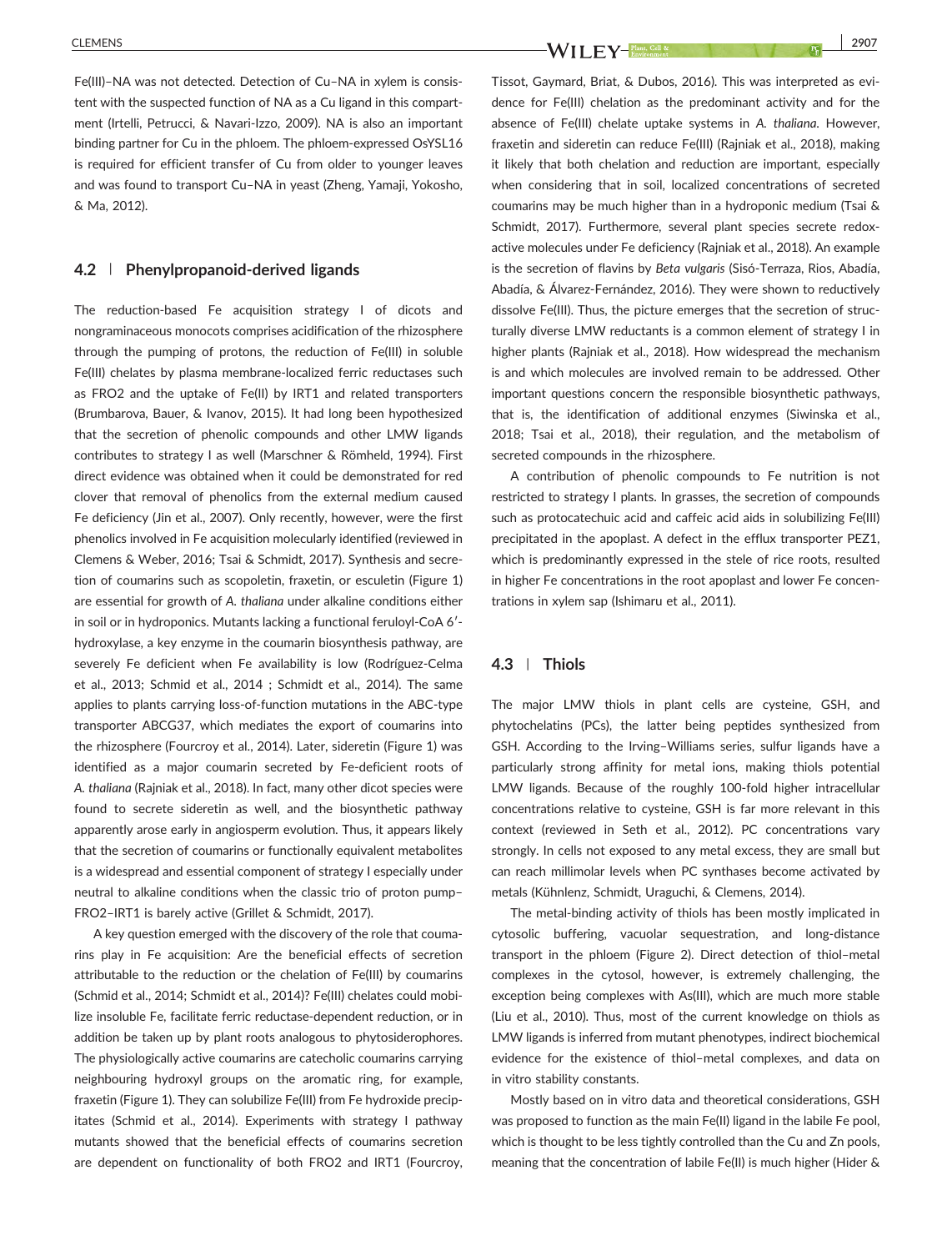Fe(III)–NA was not detected. Detection of Cu–NA in xylem is consistent with the suspected function of NA as a Cu ligand in this compartment (Irtelli, Petrucci, & Navari-Izzo, 2009). NA is also an important binding partner for Cu in the phloem. The phloem-expressed OsYSL16 is required for efficient transfer of Cu from older to younger leaves and was found to transport Cu–NA in yeast (Zheng, Yamaji, Yokosho, & Ma, 2012).

### 4.2 | Phenylpropanoid-derived ligands

The reduction-based Fe acquisition strategy I of dicots and nongraminaceous monocots comprises acidification of the rhizosphere through the pumping of protons, the reduction of Fe(III) in soluble Fe(III) chelates by plasma membrane-localized ferric reductases such as FRO2 and the uptake of Fe(II) by IRT1 and related transporters (Brumbarova, Bauer, & Ivanov, 2015). It had long been hypothesized that the secretion of phenolic compounds and other LMW ligands contributes to strategy I as well (Marschner & Römheld, 1994). First direct evidence was obtained when it could be demonstrated for red clover that removal of phenolics from the external medium caused Fe deficiency (Jin et al., 2007). Only recently, however, were the first phenolics involved in Fe acquisition molecularly identified (reviewed in Clemens & Weber, 2016; Tsai & Schmidt, 2017). Synthesis and secretion of coumarins such as scopoletin, fraxetin, or esculetin (Figure 1) are essential for growth of *A. thaliana* under alkaline conditions either in soil or in hydroponics. Mutants lacking a functional feruloyl-CoA 6′-hydroxylase, a key enzyme in the coumarin biosynthesis pathway, are severely Fe deficient when Fe availability is low (Rodríguez-Celma et al., 2013; Schmid et al., 2014 ; Schmidt et al., 2014). The same applies to plants carrying loss-of-function mutations in the ABC-type transporter ABCG37, which mediates the export of coumarins into the rhizosphere (Fourcroy et al., 2014). Later, sideretin (Figure 1) was identified as a major coumarin secreted by Fe-deficient roots of *A. thaliana* (Rajniak et al., 2018). In fact, many other dicot species were found to secrete sideretin as well, and the biosynthetic pathway apparently arose early in angiosperm evolution. Thus, it appears likely that the secretion of coumarins or functionally equivalent metabolites is a widespread and essential component of strategy I especially under neutral to alkaline conditions when the classic trio of proton pump–FRO2–IRT1 is barely active (Grillet & Schmidt, 2017).

A key question emerged with the discovery of the role that coumarins play in Fe acquisition: Are the beneficial effects of secretion attributable to the reduction or the chelation of Fe(III) by coumarins (Schmid et al., 2014; Schmidt et al., 2014)? Fe(III) chelates could mobilize insoluble Fe, facilitate ferric reductase-dependent reduction, or in addition be taken up by plant roots analogous to phytosiderophores. The physiologically active coumarins are catecholic coumarins carrying neighbouring hydroxyl groups on the aromatic ring, for example, fraxetin (Figure 1). They can solubilize Fe(III) from Fe hydroxide precipitates (Schmid et al., 2014). Experiments with strategy I pathway mutants showed that the beneficial effects of coumarins secretion are dependent on functionality of both FRO2 and IRT1 (Fourcroy, Tissot, Gaymard, Briat, & Dubos, 2016). This was interpreted as evidence for Fe(III) chelation as the predominant activity and for the absence of Fe(III) chelate uptake systems in *A. thaliana*. However, fraxetin and sideretin can reduce Fe(III) (Rajniak et al., 2018), making it likely that both chelation and reduction are important, especially when considering that in soil, localized concentrations of secreted coumarins may be much higher than in a hydroponic medium (Tsai & Schmidt, 2017). Furthermore, several plant species secrete redox-active molecules under Fe deficiency (Rajniak et al., 2018). An example is the secretion of flavins by *Beta vulgaris* (Sisó-Terraza, Rios, Abadía, Abadía, & Álvarez-Fernández, 2016). They were shown to reductively dissolve Fe(III). Thus, the picture emerges that the secretion of structurally diverse LMW reductants is a common element of strategy I in higher plants (Rajniak et al., 2018). How widespread the mechanism is and which molecules are involved remain to be addressed. Other important questions concern the responsible biosynthetic pathways, that is, the identification of additional enzymes (Siwinska et al., 2018; Tsai et al., 2018), their regulation, and the metabolism of secreted compounds in the rhizosphere.

A contribution of phenolic compounds to Fe nutrition is not restricted to strategy I plants. In grasses, the secretion of compounds such as protocatechuic acid and caffeic acid aids in solubilizing Fe(III) precipitated in the apoplast. A defect in the efflux transporter PEZ1, which is predominantly expressed in the stele of rice roots, resulted in higher Fe concentrations in the root apoplast and lower Fe concentrations in xylem sap (Ishimaru et al., 2011).

### 4.3 | Thiols

The major LMW thiols in plant cells are cysteine, GSH, and phytochelatins (PCs), the latter being peptides synthesized from GSH. According to the Irving–Williams series, sulfur ligands have a particularly strong affinity for metal ions, making thiols potential LMW ligands. Because of the roughly 100-fold higher intracellular concentrations relative to cysteine, GSH is far more relevant in this context (reviewed in Seth et al., 2012). PC concentrations vary strongly. In cells not exposed to any metal excess, they are small but can reach millimolar levels when PC synthases become activated by metals (Kühnlenz, Schmidt, Uraguchi, & Clemens, 2014).

The metal-binding activity of thiols has been mostly implicated in cytosolic buffering, vacuolar sequestration, and long-distance transport in the phloem (Figure 2). Direct detection of thiol–metal complexes in the cytosol, however, is extremely challenging, the exception being complexes with As(III), which are much more stable (Liu et al., 2010). Thus, most of the current knowledge on thiols as LMW ligands is inferred from mutant phenotypes, indirect biochemical evidence for the existence of thiol–metal complexes, and data on in vitro stability constants.

Mostly based on in vitro data and theoretical considerations, GSH was proposed to function as the main Fe(II) ligand in the labile Fe pool, which is thought to be less tightly controlled than the Cu and Zn pools, meaning that the concentration of labile Fe(II) is much higher (Hider &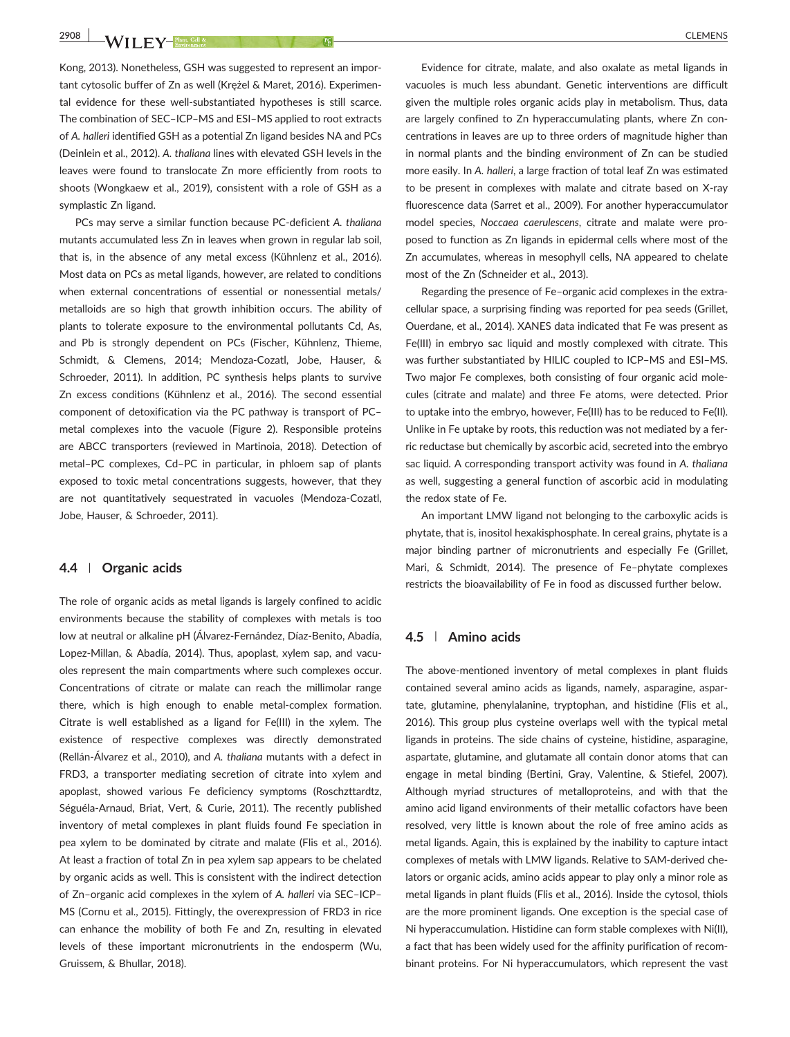Kong, 2013). Nonetheless, GSH was suggested to represent an important cytosolic buffer of Zn as well (Krężel & Maret, 2016). Experimental evidence for these well-substantiated hypotheses is still scarce. The combination of SEC–ICP–MS and ESI–MS applied to root extracts of *A. halleri* identified GSH as a potential Zn ligand besides NA and PCs (Deinlein et al., 2012). *A. thaliana* lines with elevated GSH levels in the leaves were found to translocate Zn more efficiently from roots to shoots (Wongkaew et al., 2019), consistent with a role of GSH as a symplastic Zn ligand.

PCs may serve a similar function because PC-deficient *A. thaliana* mutants accumulated less Zn in leaves when grown in regular lab soil, that is, in the absence of any metal excess (Kühnlenz et al., 2016). Most data on PCs as metal ligands, however, are related to conditions when external concentrations of essential or nonessential metals/metalloids are so high that growth inhibition occurs. The ability of plants to tolerate exposure to the environmental pollutants Cd, As, and Pb is strongly dependent on PCs (Fischer, Kühnlenz, Thieme, Schmidt, & Clemens, 2014; Mendoza-Cozatl, Jobe, Hauser, & Schroeder, 2011). In addition, PC synthesis helps plants to survive Zn excess conditions (Kühnlenz et al., 2016). The second essential component of detoxification via the PC pathway is transport of PC–metal complexes into the vacuole (Figure 2). Responsible proteins are ABCC transporters (reviewed in Martinoia, 2018). Detection of metal–PC complexes, Cd–PC in particular, in phloem sap of plants exposed to toxic metal concentrations suggests, however, that they are not quantitatively sequestrated in vacuoles (Mendoza-Cozatl, Jobe, Hauser, & Schroeder, 2011).

### 4.4 | Organic acids

The role of organic acids as metal ligands is largely confined to acidic environments because the stability of complexes with metals is too low at neutral or alkaline pH (Álvarez-Fernández, Díaz-Benito, Abadía, Lopez-Millan, & Abadía, 2014). Thus, apoplast, xylem sap, and vacuoles represent the main compartments where such complexes occur. Concentrations of citrate or malate can reach the millimolar range there, which is high enough to enable metal-complex formation. Citrate is well established as a ligand for Fe(III) in the xylem. The existence of respective complexes was directly demonstrated (Rellán-Álvarez et al., 2010), and *A. thaliana* mutants with a defect in FRD3, a transporter mediating secretion of citrate into xylem and apoplast, showed various Fe deficiency symptoms (Roschzttardtz, Séguéla-Arnaud, Briat, Vert, & Curie, 2011). The recently published inventory of metal complexes in plant fluids found Fe speciation in pea xylem to be dominated by citrate and malate (Flis et al., 2016). At least a fraction of total Zn in pea xylem sap appears to be chelated by organic acids as well. This is consistent with the indirect detection of Zn–organic acid complexes in the xylem of *A. halleri* via SEC–ICP–MS (Cornu et al., 2015). Fittingly, the overexpression of FRD3 in rice can enhance the mobility of both Fe and Zn, resulting in elevated levels of these important micronutrients in the endosperm (Wu, Gruissem, & Bhullar, 2018).

Evidence for citrate, malate, and also oxalate as metal ligands in vacuoles is much less abundant. Genetic interventions are difficult given the multiple roles organic acids play in metabolism. Thus, data are largely confined to Zn hyperaccumulating plants, where Zn concentrations in leaves are up to three orders of magnitude higher than in normal plants and the binding environment of Zn can be studied more easily. In *A. halleri*, a large fraction of total leaf Zn was estimated to be present in complexes with malate and citrate based on X-ray fluorescence data (Sarret et al., 2009). For another hyperaccumulator model species, *Noccaea caerulescens*, citrate and malate were proposed to function as Zn ligands in epidermal cells where most of the Zn accumulates, whereas in mesophyll cells, NA appeared to chelate most of the Zn (Schneider et al., 2013).

Regarding the presence of Fe–organic acid complexes in the extracellular space, a surprising finding was reported for pea seeds (Grillet, Ouerdane, et al., 2014). XANES data indicated that Fe was present as Fe(III) in embryo sac liquid and mostly complexed with citrate. This was further substantiated by HILIC coupled to ICP–MS and ESI–MS. Two major Fe complexes, both consisting of four organic acid molecules (citrate and malate) and three Fe atoms, were detected. Prior to uptake into the embryo, however, Fe(III) has to be reduced to Fe(II). Unlike in Fe uptake by roots, this reduction was not mediated by a ferric reductase but chemically by ascorbic acid, secreted into the embryo sac liquid. A corresponding transport activity was found in *A. thaliana* as well, suggesting a general function of ascorbic acid in modulating the redox state of Fe.

An important LMW ligand not belonging to the carboxylic acids is phytate, that is, inositol hexakisphosphate. In cereal grains, phytate is a major binding partner of micronutrients and especially Fe (Grillet, Mari, & Schmidt, 2014). The presence of Fe–phytate complexes restricts the bioavailability of Fe in food as discussed further below.

### 4.5 | Amino acids

The above-mentioned inventory of metal complexes in plant fluids contained several amino acids as ligands, namely, asparagine, aspartate, glutamine, phenylalanine, tryptophan, and histidine (Flis et al., 2016). This group plus cysteine overlaps well with the typical metal ligands in proteins. The side chains of cysteine, histidine, asparagine, aspartate, glutamine, and glutamate all contain donor atoms that can engage in metal binding (Bertini, Gray, Valentine, & Stiefel, 2007). Although myriad structures of metalloproteins, and with that the amino acid ligand environments of their metallic cofactors have been resolved, very little is known about the role of free amino acids as metal ligands. Again, this is explained by the inability to capture intact complexes of metals with LMW ligands. Relative to SAM-derived chelators or organic acids, amino acids appear to play only a minor role as metal ligands in plant fluids (Flis et al., 2016). Inside the cytosol, thiols are the more prominent ligands. One exception is the special case of Ni hyperaccumulation. Histidine can form stable complexes with Ni(II), a fact that has been widely used for the affinity purification of recombinant proteins. For Ni hyperaccumulators, which represent the vast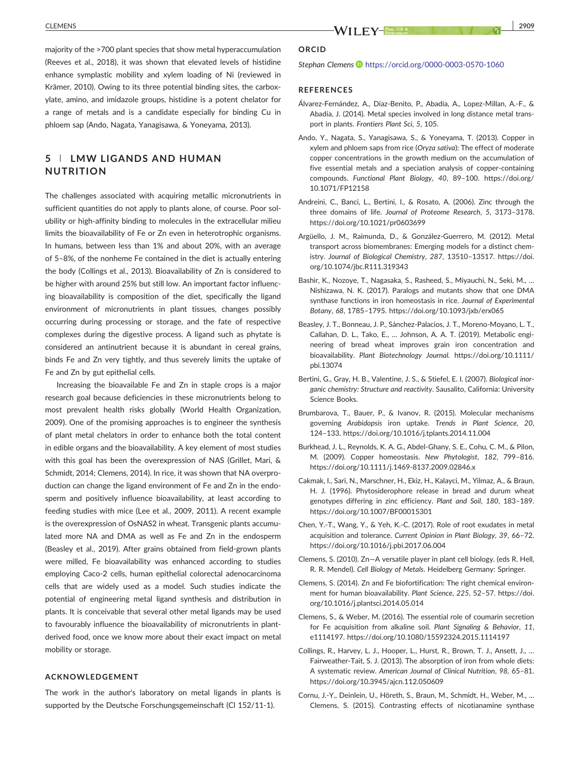majority of the >700 plant species that show metal hyperaccumulation (Reeves et al., 2018), it was shown that elevated levels of histidine enhance symplastic mobility and xylem loading of Ni (reviewed in Krämer, 2010). Owing to its three potential binding sites, the carboxylate, amino, and imidazole groups, histidine is a potent chelator for a range of metals and is a candidate especially for binding Cu in phloem sap (Ando, Nagata, Yanagisawa, & Yoneyama, 2013).

## 5 | LMW LIGANDS AND HUMAN NUTRITION

The challenges associated with acquiring metallic micronutrients in sufficient quantities do not apply to plants alone, of course. Poor solubility or high-affinity binding to molecules in the extracellular milieu limits the bioavailability of Fe or Zn even in heterotrophic organisms. In humans, between less than 1% and about 20%, with an average of 5–8%, of the nonheme Fe contained in the diet is actually entering the body (Collings et al., 2013). Bioavailability of Zn is considered to be higher with around 25% but still low. An important factor influencing bioavailability is composition of the diet, specifically the ligand environment of micronutrients in plant tissues, changes possibly occurring during processing or storage, and the fate of respective complexes during the digestive process. A ligand such as phytate is considered an antinutrient because it is abundant in cereal grains, binds Fe and Zn very tightly, and thus severely limits the uptake of Fe and Zn by gut epithelial cells.

Increasing the bioavailable Fe and Zn in staple crops is a major research goal because deficiencies in these micronutrients belong to most prevalent health risks globally (World Health Organization, 2009). One of the promising approaches is to engineer the synthesis of plant metal chelators in order to enhance both the total content in edible organs and the bioavailability. A key element of most studies with this goal has been the overexpression of NAS (Grillet, Mari, & Schmidt, 2014; Clemens, 2014). In rice, it was shown that NA overproduction can change the ligand environment of Fe and Zn in the endosperm and positively influence bioavailability, at least according to feeding studies with mice (Lee et al., 2009, 2011). A recent example is the overexpression of OsNAS2 in wheat. Transgenic plants accumulated more NA and DMA as well as Fe and Zn in the endosperm (Beasley et al., 2019). After grains obtained from field-grown plants were milled, Fe bioavailability was enhanced according to studies employing Caco-2 cells, human epithelial colorectal adenocarcinoma cells that are widely used as a model. Such studies indicate the potential of engineering metal ligand synthesis and distribution in plants. It is conceivable that several other metal ligands may be used to favourably influence the bioavailability of micronutrients in plant-derived food, once we know more about their exact impact on metal mobility or storage.

### ACKNOWLEDGEMENT

The work in the author's laboratory on metal ligands in plants is supported by the Deutsche Forschungsgemeinschaft (Cl 152/11-1).

### ORCID

*Stephan Clemens* https://orcid.org/0000-0003-0570-1060

### REFERENCES

Álvarez-Fernández, A., Díaz-Benito, P., Abadía, A., Lopez-Millan, A.-F., & Abadía, J. (2014). Metal species involved in long distance metal transport in plants. *Frontiers Plant Sci*, *5*, 105.

Ando, Y., Nagata, S., Yanagisawa, S., & Yoneyama, T. (2013). Copper in xylem and phloem saps from rice (*Oryza sativa*): The effect of moderate copper concentrations in the growth medium on the accumulation of five essential metals and a speciation analysis of copper-containing compounds. *Functional Plant Biology*, *40*, 89–100. https://doi.org/10.1071/FP12158

Andreini, C., Banci, L., Bertini, I., & Rosato, A. (2006). Zinc through the three domains of life. *Journal of Proteome Research*, *5*, 3173–3178. https://doi.org/10.1021/pr0603699

Argüello, J. M., Raimunda, D., & González-Guerrero, M. (2012). Metal transport across biomembranes: Emerging models for a distinct chemistry. *Journal of Biological Chemistry*, *287*, 13510–13517. https://doi.org/10.1074/jbc.R111.319343

Bashir, K., Nozoye, T., Nagasaka, S., Rasheed, S., Miyauchi, N., Seki, M., … Nishizawa, N. K. (2017). Paralogs and mutants show that one DMA synthase functions in iron homeostasis in rice. *Journal of Experimental Botany*, *68*, 1785–1795. https://doi.org/10.1093/jxb/erx065

Beasley, J. T., Bonneau, J. P., Sánchez-Palacios, J. T., Moreno-Moyano, L. T., Callahan, D. L., Tako, E., … Johnson, A. A. T. (2019). Metabolic engineering of bread wheat improves grain iron concentration and bioavailability. *Plant Biotechnology Journal.* https://doi.org/10.1111/pbi.13074

Bertini, G., Gray, H. B., Valentine, J. S., & Stiefel, E. I. (2007). *Biological inorganic chemistry: Structure and reactivity*. Sausalito, California: University Science Books.

Brumbarova, T., Bauer, P., & Ivanov, R. (2015). Molecular mechanisms governing *Arabidopsis* iron uptake. *Trends in Plant Science*, *20*, 124–133. https://doi.org/10.1016/j.tplants.2014.11.004

Burkhead, J. L., Reynolds, K. A. G., Abdel-Ghany, S. E., Cohu, C. M., & Pilon, M. (2009). Copper homeostasis. *New Phytologist*, *182*, 799–816. https://doi.org/10.1111/j.1469-8137.2009.02846.x

Cakmak, I., Sari, N., Marschner, H., Ekiz, H., Kalayci, M., Yilmaz, A., & Braun, H. J. (1996). Phytosiderophore release in bread and durum wheat genotypes differing in zinc efficiency. *Plant and Soil*, *180*, 183–189. https://doi.org/10.1007/BF00015301

Chen, Y.-T., Wang, Y., & Yeh, K.-C. (2017). Role of root exudates in metal acquisition and tolerance. *Current Opinion in Plant Biology*, *39*, 66–72. https://doi.org/10.1016/j.pbi.2017.06.004

Clemens, S. (2010). Zn—A versatile player in plant cell biology. (eds R. Hell, R. R. Mendel). *Cell Biology of Metals*. Heidelberg Germany: Springer.

Clemens, S. (2014). Zn and Fe biofortification: The right chemical environment for human bioavailability. *Plant Science*, *225*, 52–57. https://doi.org/10.1016/j.plantsci.2014.05.014

Clemens, S., & Weber, M. (2016). The essential role of coumarin secretion for Fe acquisition from alkaline soil. *Plant Signaling & Behavior*, *11*, e1114197. https://doi.org/10.1080/15592324.2015.1114197

Collings, R., Harvey, L. J., Hooper, L., Hurst, R., Brown, T. J., Ansett, J., … Fairweather-Tait, S. J. (2013). The absorption of iron from whole diets: A systematic review. *American Journal of Clinical Nutrition*, *98*, 65–81. https://doi.org/10.3945/ajcn.112.050609

Cornu, J.-Y., Deinlein, U., Höreth, S., Braun, M., Schmidt, H., Weber, M., … Clemens, S. (2015). Contrasting effects of nicotianamine synthase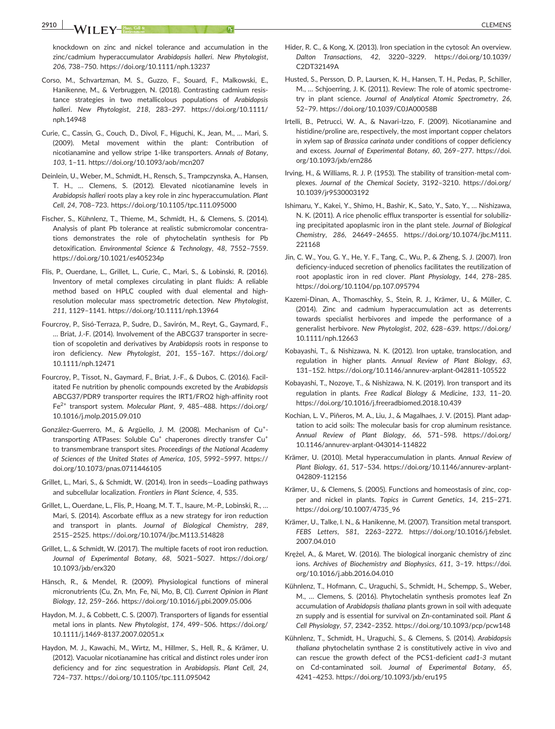knockdown on zinc and nickel tolerance and accumulation in the zinc/cadmium hyperaccumulator *Arabidopsis halleri*. *New Phytologist*, *206*, 738–750. https://doi.org/10.1111/nph.13237

Corso, M., Schvartzman, M. S., Guzzo, F., Souard, F., Malkowski, E., Hanikenne, M., & Verbruggen, N. (2018). Contrasting cadmium resistance strategies in two metallicolous populations of *Arabidopsis halleri*. *New Phytologist*, *218*, 283–297. https://doi.org/10.1111/nph.14948

Curie, C., Cassin, G., Couch, D., Divol, F., Higuchi, K., Jean, M., … Mari, S. (2009). Metal movement within the plant: Contribution of nicotianamine and yellow stripe 1-like transporters. *Annals of Botany*, *103*, 1–11. https://doi.org/10.1093/aob/mcn207

Deinlein, U., Weber, M., Schmidt, H., Rensch, S., Trampczynska, A., Hansen, T. H., … Clemens, S. (2012). Elevated nicotianamine levels in *Arabidopsis halleri* roots play a key role in zinc hyperaccumulation. *Plant Cell*, *24*, 708–723. https://doi.org/10.1105/tpc.111.095000

Fischer, S., Kühnlenz, T., Thieme, M., Schmidt, H., & Clemens, S. (2014). Analysis of plant Pb tolerance at realistic submicromolar concentrations demonstrates the role of phytochelatin synthesis for Pb detoxification. *Environmental Science & Technology*, *48*, 7552–7559. https://doi.org/10.1021/es405234p

Flis, P., Ouerdane, L., Grillet, L., Curie, C., Mari, S., & Lobinski, R. (2016). Inventory of metal complexes circulating in plant fluids: A reliable method based on HPLC coupled with dual elemental and high-resolution molecular mass spectrometric detection. *New Phytologist*, *211*, 1129–1141. https://doi.org/10.1111/nph.13964

Fourcroy, P., Sisó-Terraza, P., Sudre, D., Savirón, M., Reyt, G., Gaymard, F., … Briat, J.-F. (2014). Involvement of the ABCG37 transporter in secretion of scopoletin and derivatives by *Arabidopsis* roots in response to iron deficiency. *New Phytologist*, *201*, 155–167. https://doi.org/10.1111/nph.12471

Fourcroy, P., Tissot, N., Gaymard, F., Briat, J.-F., & Dubos, C. (2016). Facilitated Fe nutrition by phenolic compounds excreted by the *Arabidopsis* ABCG37/PDR9 transporter requires the IRT1/FRO2 high-affinity root $Fe^{2+}$ transport system. *Molecular Plant*, *9*, 485–488. https://doi.org/10.1016/j.molp.2015.09.010

González-Guerrero, M., & Argüello, J. M. (2008). Mechanism of $Cu^{+}$-transporting ATPases: Soluble $Cu^{+}$ chaperones directly transfer $Cu^{+}$ to transmembrane transport sites. *Proceedings of the National Academy of Sciences of the United States of America*, *105*, 5992–5997. https://doi.org/10.1073/pnas.0711446105

Grillet, L., Mari, S., & Schmidt, W. (2014). Iron in seeds—Loading pathways and subcellular localization. *Frontiers in Plant Science*, *4*, 535.

Grillet, L., Ouerdane, L., Flis, P., Hoang, M. T. T., Isaure, M.-P., Lobinski, R., … Mari, S. (2014). Ascorbate efflux as a new strategy for iron reduction and transport in plants. *Journal of Biological Chemistry*, *289*, 2515–2525. https://doi.org/10.1074/jbc.M113.514828

Grillet, L., & Schmidt, W. (2017). The multiple facets of root iron reduction. *Journal of Experimental Botany*, *68*, 5021–5027. https://doi.org/10.1093/jxb/erx320

Hänsch, R., & Mendel, R. (2009). Physiological functions of mineral micronutrients (Cu, Zn, Mn, Fe, Ni, Mo, B, Cl). *Current Opinion in Plant Biology*, *12*, 259–266. https://doi.org/10.1016/j.pbi.2009.05.006

Haydon, M. J., & Cobbett, C. S. (2007). Transporters of ligands for essential metal ions in plants. *New Phytologist*, *174*, 499–506. https://doi.org/10.1111/j.1469-8137.2007.02051.x

Haydon, M. J., Kawachi, M., Wirtz, M., Hillmer, S., Hell, R., & Krämer, U. (2012). Vacuolar nicotianamine has critical and distinct roles under iron deficiency and for zinc sequestration in *Arabidopsis*. *Plant Cell*, *24*, 724–737. https://doi.org/10.1105/tpc.111.095042

Hider, R. C., & Kong, X. (2013). Iron speciation in the cytosol: An overview. *Dalton Transactions*, *42*, 3220–3229. https://doi.org/10.1039/C2DT32149A

Husted, S., Persson, D. P., Laursen, K. H., Hansen, T. H., Pedas, P., Schiller, M., … Schjoerring, J. K. (2011). Review: The role of atomic spectrometry in plant science. *Journal of Analytical Atomic Spectrometry*, *26*, 52–79. https://doi.org/10.1039/C0JA00058B

Irtelli, B., Petrucci, W. A., & Navari-Izzo, F. (2009). Nicotianamine and histidine/proline are, respectively, the most important copper chelators in xylem sap of *Brassica carinata* under conditions of copper deficiency and excess. *Journal of Experimental Botany*, *60*, 269–277. https://doi.org/10.1093/jxb/ern286

Irving, H., & Williams, R. J. P. (1953). The stability of transition-metal complexes. *Journal of the Chemical Society*, 3192–3210. https://doi.org/10.1039/jr9530003192

Ishimaru, Y., Kakei, Y., Shimo, H., Bashir, K., Sato, Y., Sato, Y., … Nishizawa, N. K. (2011). A rice phenolic efflux transporter is essential for solubilizing precipitated apoplasmic iron in the plant stele. *Journal of Biological Chemistry*, *286*, 24649–24655. https://doi.org/10.1074/jbc.M111.221168

Jin, C. W., You, G. Y., He, Y. F., Tang, C., Wu, P., & Zheng, S. J. (2007). Iron deficiency-induced secretion of phenolics facilitates the reutilization of root apoplastic iron in red clover. *Plant Physiology*, *144*, 278–285. https://doi.org/10.1104/pp.107.095794

Kazemi-Dinan, A., Thomaschky, S., Stein, R. J., Krämer, U., & Müller, C. (2014). Zinc and cadmium hyperaccumulation act as deterrents towards specialist herbivores and impede the performance of a generalist herbivore. *New Phytologist*, *202*, 628–639. https://doi.org/10.1111/nph.12663

Kobayashi, T., & Nishizawa, N. K. (2012). Iron uptake, translocation, and regulation in higher plants. *Annual Review of Plant Biology*, *63*, 131–152. https://doi.org/10.1146/annurev-arplant-042811-105522

Kobayashi, T., Nozoye, T., & Nishizawa, N. K. (2019). Iron transport and its regulation in plants. *Free Radical Biology & Medicine*, *133*, 11–20. https://doi.org/10.1016/j.freeradbiomed.2018.10.439

Kochian, L. V., Piñeros, M. A., Liu, J., & Magalhaes, J. V. (2015). Plant adaptation to acid soils: The molecular basis for crop aluminum resistance. *Annual Review of Plant Biology*, *66*, 571–598. https://doi.org/10.1146/annurev-arplant-043014-114822

Krämer, U. (2010). Metal hyperaccumulation in plants. *Annual Review of Plant Biology*, *61*, 517–534. https://doi.org/10.1146/annurev-arplant-042809-112156

Krämer, U., & Clemens, S. (2005). Functions and homeostasis of zinc, copper and nickel in plants. *Topics in Current Genetics*, *14*, 215–271. https://doi.org/10.1007/4735_96

Krämer, U., Talke, I. N., & Hanikenne, M. (2007). Transition metal transport. *FEBS Letters*, *581*, 2263–2272. https://doi.org/10.1016/j.febslet.2007.04.010

Kręzel, A., & Maret, W. (2016). The biological inorganic chemistry of zinc ions. *Archives of Biochemistry and Biophysics*, *611*, 3–19. https://doi.org/10.1016/j.abb.2016.04.010

Kühnlenz, T., Hofmann, C., Uraguchi, S., Schmidt, H., Schempp, S., Weber, M., … Clemens, S. (2016). Phytochelatin synthesis promotes leaf Zn accumulation of *Arabidopsis thaliana* plants grown in soil with adequate zn supply and is essential for survival on Zn-contaminated soil. *Plant & Cell Physiology*, *57*, 2342–2352. https://doi.org/10.1093/pcp/pcw148

Kühnlenz, T., Schmidt, H., Uraguchi, S., & Clemens, S. (2014). *Arabidopsis thaliana* phytochelatin synthase 2 is constitutively active in vivo and can rescue the growth defect of the PCS1-deficient *cad1-3* mutant on Cd-contaminated soil. *Journal of Experimental Botany*, *65*, 4241–4253. https://doi.org/10.1093/jxb/eru195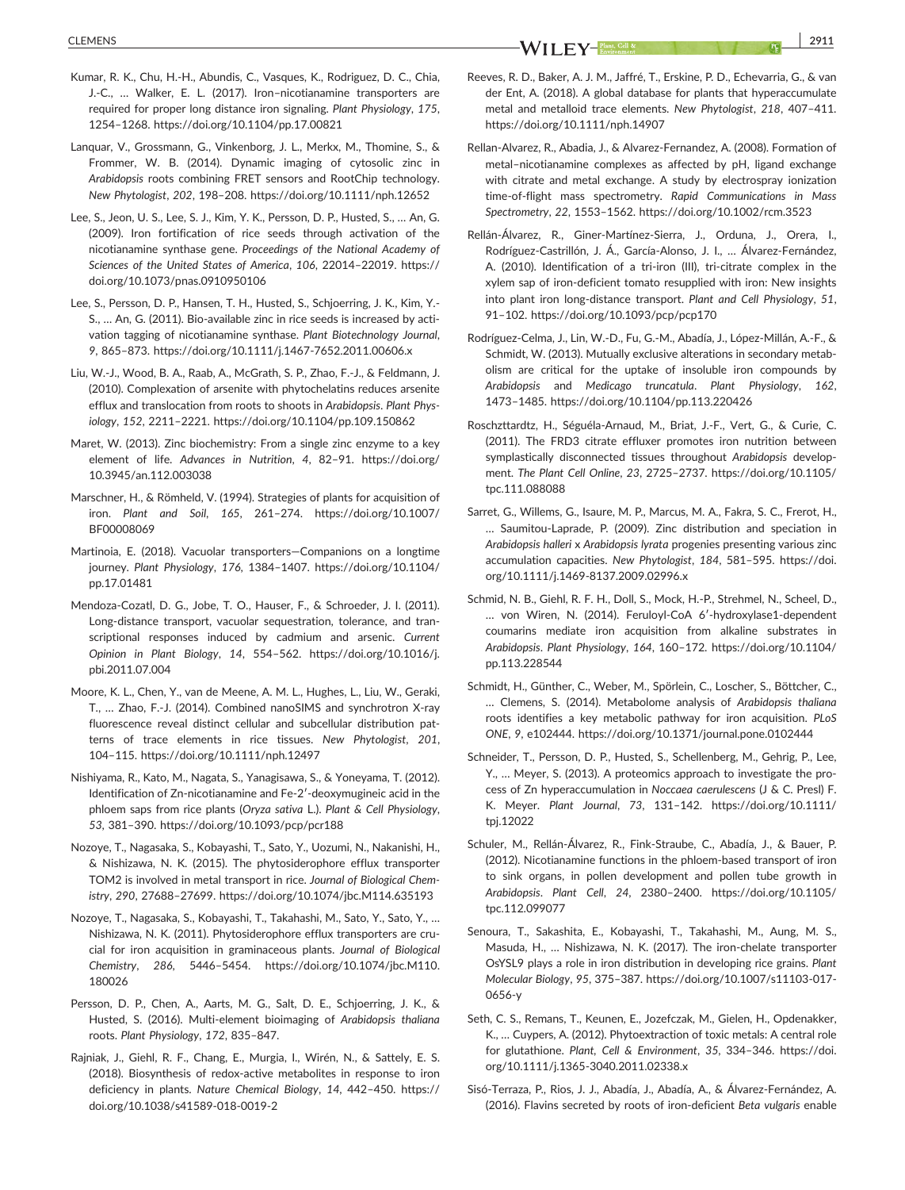Kumar, R. K., Chu, H.-H., Abundis, C., Vasques, K., Rodriguez, D. C., Chia, J.-C., … Walker, E. L. (2017). Iron–nicotianamine transporters are required for proper long distance iron signaling. *Plant Physiology*, *175*, 1254–1268. https://doi.org/10.1104/pp.17.00821

Lanquar, V., Grossmann, G., Vinkenborg, J. L., Merkx, M., Thomine, S., & Frommer, W. B. (2014). Dynamic imaging of cytosolic zinc in *Arabidopsis* roots combining FRET sensors and RootChip technology. *New Phytologist*, *202*, 198–208. https://doi.org/10.1111/nph.12652

Lee, S., Jeon, U. S., Lee, S. J., Kim, Y. K., Persson, D. P., Husted, S., … An, G. (2009). Iron fortification of rice seeds through activation of the nicotianamine synthase gene. *Proceedings of the National Academy of Sciences of the United States of America*, *106*, 22014–22019. https://doi.org/10.1073/pnas.0910950106

Lee, S., Persson, D. P., Hansen, T. H., Husted, S., Schjoerring, J. K., Kim, Y.-S., … An, G. (2011). Bio-available zinc in rice seeds is increased by activation tagging of nicotianamine synthase. *Plant Biotechnology Journal*, *9*, 865–873. https://doi.org/10.1111/j.1467-7652.2011.00606.x

Liu, W.-J., Wood, B. A., Raab, A., McGrath, S. P., Zhao, F.-J., & Feldmann, J. (2010). Complexation of arsenite with phytochelatins reduces arsenite efflux and translocation from roots to shoots in Arabidopsis. *Plant Physiology*, *152*, 2211–2221. https://doi.org/10.1104/pp.109.150862

Maret, W. (2013). Zinc biochemistry: From a single zinc enzyme to a key element of life. *Advances in Nutrition*, *4*, 82–91. https://doi.org/10.3945/an.112.003038

Marschner, H., & Römheld, V. (1994). Strategies of plants for acquisition of iron. *Plant and Soil*, *165*, 261–274. https://doi.org/10.1007/BF00008069

Martinoia, E. (2018). Vacuolar transporters—Companions on a longtime journey. *Plant Physiology*, *176*, 1384–1407. https://doi.org/10.1104/pp.17.01481

Mendoza-Cozatl, D. G., Jobe, T. O., Hauser, F., & Schroeder, J. I. (2011). Long-distance transport, vacuolar sequestration, tolerance, and transcriptional responses induced by cadmium and arsenic. *Current Opinion in Plant Biology*, *14*, 554–562. https://doi.org/10.1016/j.pbi.2011.07.004

Moore, K. L., Chen, Y., van de Meene, A. M. L., Hughes, L., Liu, W., Geraki, T., … Zhao, F.-J. (2014). Combined nanoSIMS and synchrotron X-ray fluorescence reveal distinct cellular and subcellular distribution patterns of trace elements in rice tissues. *New Phytologist*, *201*, 104–115. https://doi.org/10.1111/nph.12497

Nishiyama, R., Kato, M., Nagata, S., Yanagisawa, S., & Yoneyama, T. (2012). Identification of Zn-nicotianamine and Fe-2′-deoxymugineic acid in the phloem saps from rice plants (*Oryza sativa* L.). *Plant & Cell Physiology*, *53*, 381–390. https://doi.org/10.1093/pcp/pcr188

Nozoye, T., Nagasaka, S., Kobayashi, T., Sato, Y., Uozumi, N., Nakanishi, H., & Nishizawa, N. K. (2015). The phytosiderophore efflux transporter TOM2 is involved in metal transport in rice. *Journal of Biological Chemistry*, *290*, 27688–27699. https://doi.org/10.1074/jbc.M114.635193

Nozoye, T., Nagasaka, S., Kobayashi, T., Takahashi, M., Sato, Y., Sato, Y., … Nishizawa, N. K. (2011). Phytosiderophore efflux transporters are crucial for iron acquisition in graminaceous plants. *Journal of Biological Chemistry*, *286*, 5446–5454. https://doi.org/10.1074/jbc.M110.180026

Persson, D. P., Chen, A., Aarts, M. G., Salt, D. E., Schjoerring, J. K., & Husted, S. (2016). Multi-element bioimaging of *Arabidopsis thaliana* roots. *Plant Physiology*, *172*, 835–847.

Rajniak, J., Giehl, R. F., Chang, E., Murgia, I., Wirén, N., & Sattely, E. S. (2018). Biosynthesis of redox-active metabolites in response to iron deficiency in plants. *Nature Chemical Biology*, *14*, 442–450. https://doi.org/10.1038/s41589-018-0019-2

Reeves, R. D., Baker, A. J. M., Jaffré, T., Erskine, P. D., Echevarria, G., & van der Ent, A. (2018). A global database for plants that hyperaccumulate metal and metalloid trace elements. *New Phytologist*, *218*, 407–411. https://doi.org/10.1111/nph.14907

Rellan-Alvarez, R., Abadia, J., & Alvarez-Fernandez, A. (2008). Formation of metal–nicotianamine complexes as affected by pH, ligand exchange with citrate and metal exchange. A study by electrospray ionization time-of-flight mass spectrometry. *Rapid Communications in Mass Spectrometry*, *22*, 1553–1562. https://doi.org/10.1002/rcm.3523

Rellán-Álvarez, R., Giner-Martínez-Sierra, J., Orduna, J., Orera, I., Rodríguez-Castrillón, J. Á., García-Alonso, J. I., … Álvarez-Fernández, A. (2010). Identification of a tri-iron (III), tri-citrate complex in the xylem sap of iron-deficient tomato resupplied with iron: New insights into plant iron long-distance transport. *Plant and Cell Physiology*, *51*, 91–102. https://doi.org/10.1093/pcp/pcp170

Rodríguez-Celma, J., Lin, W.-D., Fu, G.-M., Abadía, J., López-Millán, A.-F., & Schmidt, W. (2013). Mutually exclusive alterations in secondary metabolism are critical for the uptake of insoluble iron compounds by *Arabidopsis* and *Medicago truncatula*. *Plant Physiology*, *162*, 1473–1485. https://doi.org/10.1104/pp.113.220426

Roschzttardtz, H., Séguéla-Arnaud, M., Briat, J.-F., Vert, G., & Curie, C. (2011). The FRD3 citrate effluxer promotes iron nutrition between symplastically disconnected tissues throughout *Arabidopsis* development. *The Plant Cell Online*, *23*, 2725–2737. https://doi.org/10.1105/tpc.111.088088

Sarret, G., Willems, G., Isaure, M. P., Marcus, M. A., Fakra, S. C., Frerot, H., … Saumitou-Laprade, P. (2009). Zinc distribution and speciation in *Arabidopsis halleri* x *Arabidopsis lyrata* progenies presenting various zinc accumulation capacities. *New Phytologist*, *184*, 581–595. https://doi.org/10.1111/j.1469-8137.2009.02996.x

Schmid, N. B., Giehl, R. F. H., Doll, S., Mock, H.-P., Strehmel, N., Scheel, D., … von Wiren, N. (2014). Feruloyl-CoA 6′-hydroxylase1-dependent coumarins mediate iron acquisition from alkaline substrates in *Arabidopsis*. *Plant Physiology*, *164*, 160–172. https://doi.org/10.1104/pp.113.228544

Schmidt, H., Günther, C., Weber, M., Spörlein, C., Loscher, S., Böttcher, C., … Clemens, S. (2014). Metabolome analysis of *Arabidopsis thaliana* roots identifies a key metabolic pathway for iron acquisition. *PLoS ONE*, *9*, e102444. https://doi.org/10.1371/journal.pone.0102444

Schneider, T., Persson, D. P., Husted, S., Schellenberg, M., Gehrig, P., Lee, Y., … Meyer, S. (2013). A proteomics approach to investigate the process of Zn hyperaccumulation in *Noccaea caerulescens* (J & C. Presl) F. K. Meyer. *Plant Journal*, *73*, 131–142. https://doi.org/10.1111/tpj.12022

Schuler, M., Rellán-Álvarez, R., Fink-Straube, C., Abadía, J., & Bauer, P. (2012). Nicotianamine functions in the phloem-based transport of iron to sink organs, in pollen development and pollen tube growth in *Arabidopsis*. *Plant Cell*, *24*, 2380–2400. https://doi.org/10.1105/tpc.112.099077

Senoura, T., Sakashita, E., Kobayashi, T., Takahashi, M., Aung, M. S., Masuda, H., … Nishizawa, N. K. (2017). The iron-chelate transporter OsYSL9 plays a role in iron distribution in developing rice grains. *Plant Molecular Biology*, *95*, 375–387. https://doi.org/10.1007/s11103-017-0656-y

Seth, C. S., Remans, T., Keunen, E., Jozefczak, M., Gielen, H., Opdenakker, K., … Cuypers, A. (2012). Phytoextraction of toxic metals: A central role for glutathione. *Plant, Cell & Environment*, *35*, 334–346. https://doi.org/10.1111/j.1365-3040.2011.02338.x

Sisó-Terraza, P., Rios, J. J., Abadía, J., Abadía, A., & Álvarez-Fernández, A. (2016). Flavins secreted by roots of iron-deficient *Beta vulgaris* enable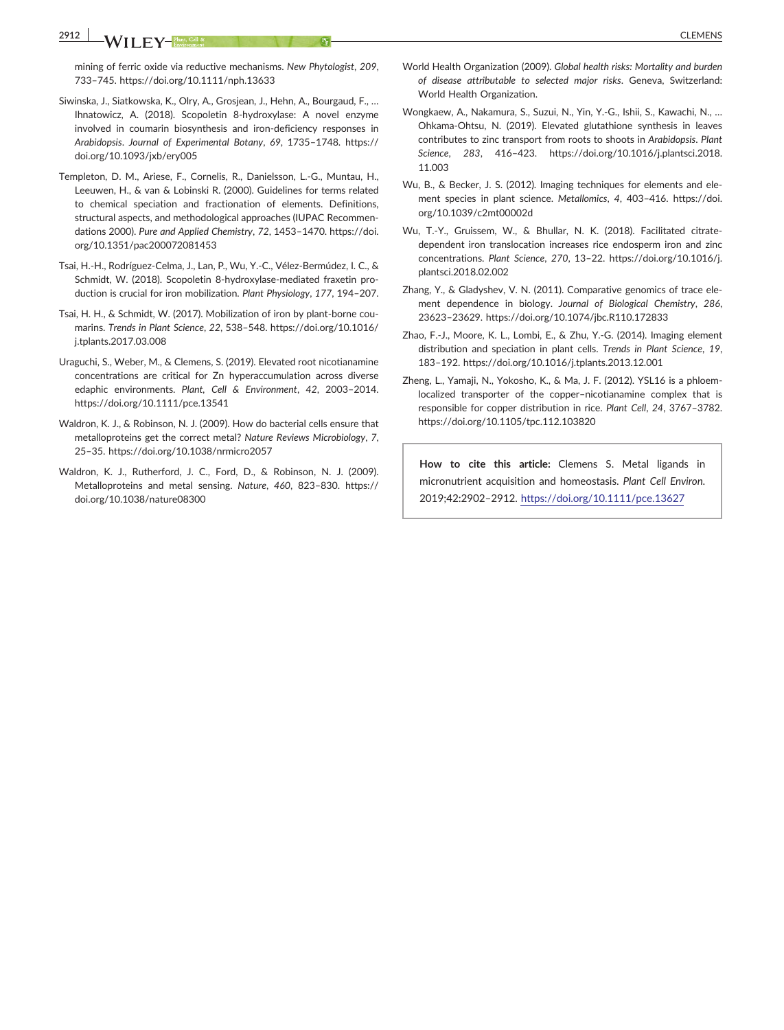mining of ferric oxide via reductive mechanisms. *New Phytologist*, *209*, 733–745. https://doi.org/10.1111/nph.13633

Siwinska, J., Siatkowska, K., Olry, A., Grosjean, J., Hehn, A., Bourgaud, F., … Ihnatowicz, A. (2018). Scopoletin 8-hydroxylase: A novel enzyme involved in coumarin biosynthesis and iron-deficiency responses in *Arabidopsis*. *Journal of Experimental Botany*, *69*, 1735–1748. https://doi.org/10.1093/jxb/ery005

Templeton, D. M., Ariese, F., Cornelis, R., Danielsson, L.-G., Muntau, H., Leeuwen, H., & van & Lobinski R. (2000). Guidelines for terms related to chemical speciation and fractionation of elements. Definitions, structural aspects, and methodological approaches (IUPAC Recommendations 2000). *Pure and Applied Chemistry*, *72*, 1453–1470. https://doi.org/10.1351/pac200072081453

Tsai, H.-H., Rodríguez-Celma, J., Lan, P., Wu, Y.-C., Vélez-Bermúdez, I. C., & Schmidt, W. (2018). Scopoletin 8-hydroxylase-mediated fraxetin production is crucial for iron mobilization. *Plant Physiology*, *177*, 194–207.

Tsai, H. H., & Schmidt, W. (2017). Mobilization of iron by plant-borne coumarins. *Trends in Plant Science*, *22*, 538–548. https://doi.org/10.1016/j.tplants.2017.03.008

Uraguchi, S., Weber, M., & Clemens, S. (2019). Elevated root nicotianamine concentrations are critical for Zn hyperaccumulation across diverse edaphic environments. *Plant, Cell & Environment*, *42*, 2003–2014. https://doi.org/10.1111/pce.13541

Waldron, K. J., & Robinson, N. J. (2009). How do bacterial cells ensure that metalloproteins get the correct metal? *Nature Reviews Microbiology*, *7*, 25–35. https://doi.org/10.1038/nrmicro2057

Waldron, K. J., Rutherford, J. C., Ford, D., & Robinson, N. J. (2009). Metalloproteins and metal sensing. *Nature*, *460*, 823–830. https://doi.org/10.1038/nature08300

World Health Organization (2009). *Global health risks: Mortality and burden of disease attributable to selected major risks*. Geneva, Switzerland: World Health Organization.

Wongkaew, A., Nakamura, S., Suzui, N., Yin, Y.-G., Ishii, S., Kawachi, N., … Ohkama-Ohtsu, N. (2019). Elevated glutathione synthesis in leaves contributes to zinc transport from roots to shoots in *Arabidopsis*. *Plant Science*, *283*, 416–423. https://doi.org/10.1016/j.plantsci.2018.11.003

Wu, B., & Becker, J. S. (2012). Imaging techniques for elements and element species in plant science. *Metallomics*, *4*, 403–416. https://doi.org/10.1039/c2mt00002d

Wu, T.-Y., Gruissem, W., & Bhullar, N. K. (2018). Facilitated citrate-dependent iron translocation increases rice endosperm iron and zinc concentrations. *Plant Science*, *270*, 13–22. https://doi.org/10.1016/j.plantsci.2018.02.002

Zhang, Y., & Gladyshev, V. N. (2011). Comparative genomics of trace element dependence in biology. *Journal of Biological Chemistry*, *286*, 23623–23629. https://doi.org/10.1074/jbc.R110.172833

Zhao, F.-J., Moore, K. L., Lombi, E., & Zhu, Y.-G. (2014). Imaging element distribution and speciation in plant cells. *Trends in Plant Science*, *19*, 183–192. https://doi.org/10.1016/j.tplants.2013.12.001

Zheng, L., Yamaji, N., Yokosho, K., & Ma, J. F. (2012). YSL16 is a phloem-localized transporter of the copper–nicotianamine complex that is responsible for copper distribution in rice. *Plant Cell*, *24*, 3767–3782. https://doi.org/10.1105/tpc.112.103820

**How to cite this article:** Clemens S. Metal ligands in micronutrient acquisition and homeostasis. *Plant Cell Environ*. 2019;42:2902–2912. https://doi.org/10.1111/pce.13627